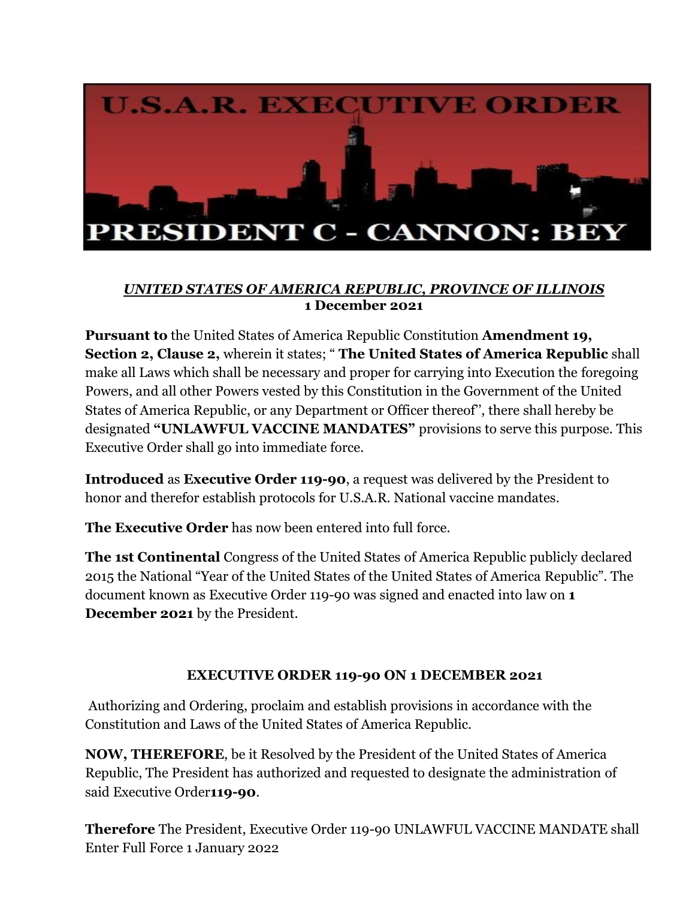# U.S.A.R. EXECUTIVE ORDER

# PRESIDENT C - CANNON: BEY

***UNITED STATES OF AMERICA REPUBLIC, PROVINCE OF ILLINOIS***
**1 December 2021**

**Pursuant to** the United States of America Republic Constitution **Amendment 19, Section 2, Clause 2,** wherein it states; " **The United States of America Republic** shall make all Laws which shall be necessary and proper for carrying into Execution the foregoing Powers, and all other Powers vested by this Constitution in the Government of the United States of America Republic, or any Department or Officer thereof", there shall hereby be designated **"UNLAWFUL VACCINE MANDATES"** provisions to serve this purpose. This Executive Order shall go into immediate force.

**Introduced** as **Executive Order 119-90**, a request was delivered by the President to honor and therefor establish protocols for U.S.A.R. National vaccine mandates.

**The Executive Order** has now been entered into full force.

**The 1st Continental** Congress of the United States of America Republic publicly declared 2015 the National "Year of the United States of the United States of America Republic". The document known as Executive Order 119-90 was signed and enacted into law on **1 December 2021** by the President.

**EXECUTIVE ORDER 119-90 ON 1 DECEMBER 2021**

Authorizing and Ordering, proclaim and establish provisions in accordance with the Constitution and Laws of the United States of America Republic.

**NOW, THEREFORE**, be it Resolved by the President of the United States of America Republic, The President has authorized and requested to designate the administration of said Executive Order**119-90**.

**Therefore** The President, Executive Order 119-90 UNLAWFUL VACCINE MANDATE shall Enter Full Force 1 January 2022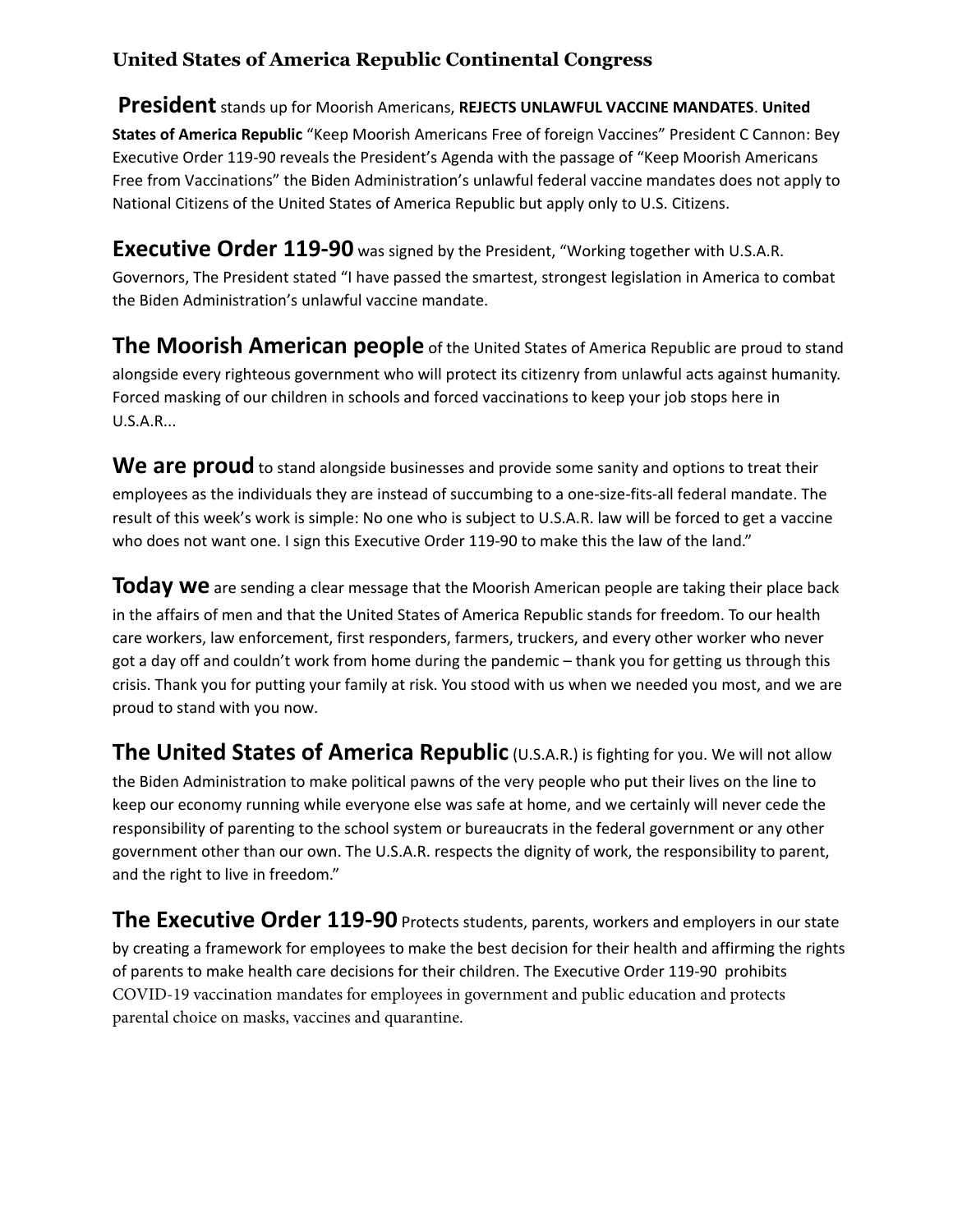**United States of America Republic Continental Congress**

**President** stands up for Moorish Americans, **REJECTS UNLAWFUL VACCINE MANDATES**. **United States of America Republic** "Keep Moorish Americans Free of foreign Vaccines" President C Cannon: Bey Executive Order 119-90 reveals the President's Agenda with the passage of "Keep Moorish Americans Free from Vaccinations" the Biden Administration's unlawful federal vaccine mandates does not apply to National Citizens of the United States of America Republic but apply only to U.S. Citizens.

**Executive Order 119-90** was signed by the President, "Working together with U.S.A.R. Governors, The President stated "I have passed the smartest, strongest legislation in America to combat the Biden Administration's unlawful vaccine mandate.

**The Moorish American people** of the United States of America Republic are proud to stand alongside every righteous government who will protect its citizenry from unlawful acts against humanity. Forced masking of our children in schools and forced vaccinations to keep your job stops here in U.S.A.R...

**We are proud** to stand alongside businesses and provide some sanity and options to treat their employees as the individuals they are instead of succumbing to a one-size-fits-all federal mandate. The result of this week's work is simple: No one who is subject to U.S.A.R. law will be forced to get a vaccine who does not want one. I sign this Executive Order 119-90 to make this the law of the land."

**Today we** are sending a clear message that the Moorish American people are taking their place back in the affairs of men and that the United States of America Republic stands for freedom. To our health care workers, law enforcement, first responders, farmers, truckers, and every other worker who never got a day off and couldn't work from home during the pandemic – thank you for getting us through this crisis. Thank you for putting your family at risk. You stood with us when we needed you most, and we are proud to stand with you now.

**The United States of America Republic** (U.S.A.R.) is fighting for you. We will not allow the Biden Administration to make political pawns of the very people who put their lives on the line to keep our economy running while everyone else was safe at home, and we certainly will never cede the responsibility of parenting to the school system or bureaucrats in the federal government or any other government other than our own. The U.S.A.R. respects the dignity of work, the responsibility to parent, and the right to live in freedom."

**The Executive Order 119-90** Protects students, parents, workers and employers in our state by creating a framework for employees to make the best decision for their health and affirming the rights of parents to make health care decisions for their children. The Executive Order 119-90 prohibits COVID-19 vaccination mandates for employees in government and public education and protects parental choice on masks, vaccines and quarantine.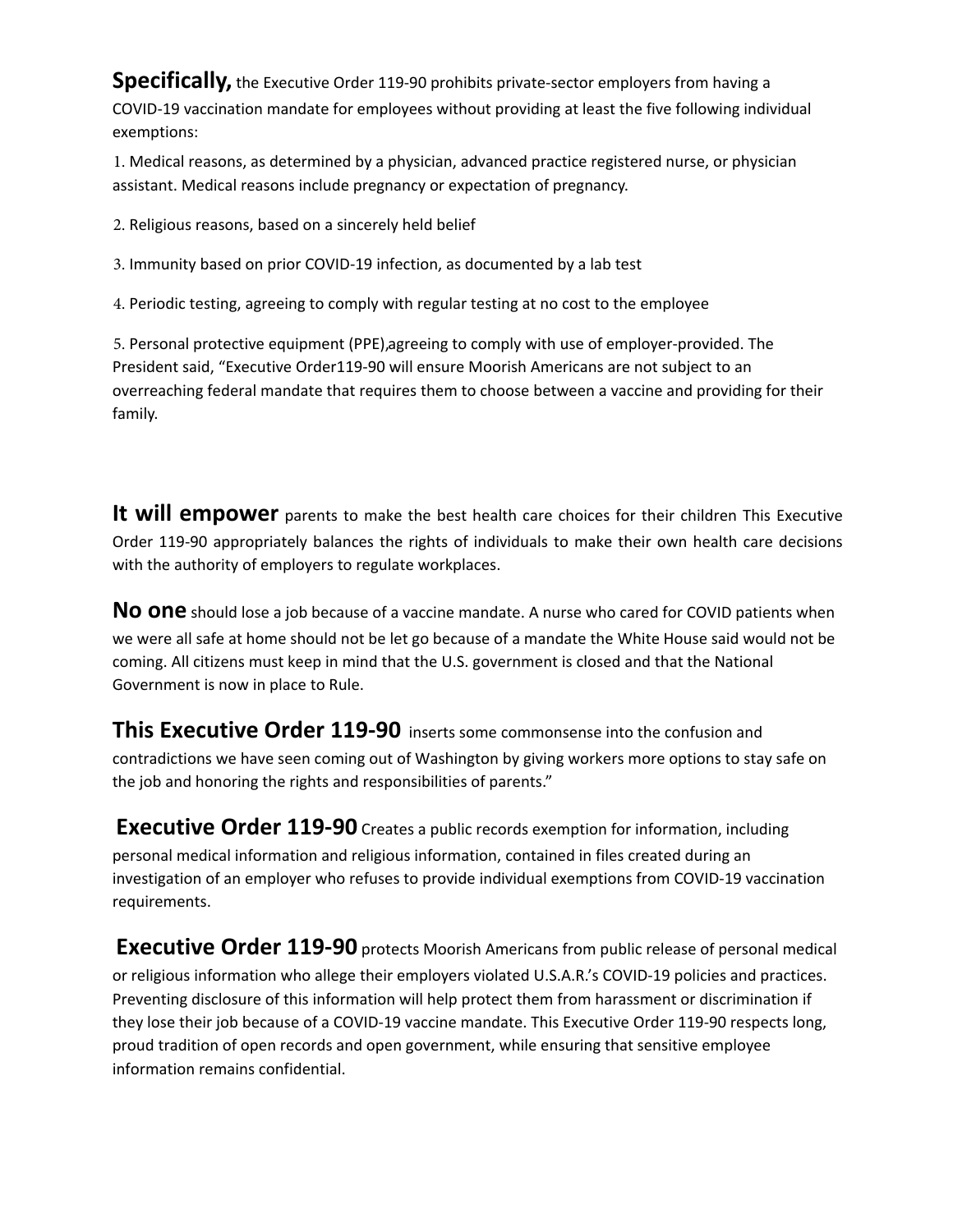**Specifically,** the Executive Order 119-90 prohibits private-sector employers from having a COVID-19 vaccination mandate for employees without providing at least the five following individual exemptions:

1. Medical reasons, as determined by a physician, advanced practice registered nurse, or physician assistant. Medical reasons include pregnancy or expectation of pregnancy.

2. Religious reasons, based on a sincerely held belief

3. Immunity based on prior COVID-19 infection, as documented by a lab test

4. Periodic testing, agreeing to comply with regular testing at no cost to the employee

5. Personal protective equipment (PPE),agreeing to comply with use of employer-provided. The President said, "Executive Order119-90 will ensure Moorish Americans are not subject to an overreaching federal mandate that requires them to choose between a vaccine and providing for their family.

**It will empower** parents to make the best health care choices for their children This Executive Order 119-90 appropriately balances the rights of individuals to make their own health care decisions with the authority of employers to regulate workplaces.

**No one** should lose a job because of a vaccine mandate. A nurse who cared for COVID patients when we were all safe at home should not be let go because of a mandate the White House said would not be coming. All citizens must keep in mind that the U.S. government is closed and that the National Government is now in place to Rule.

**This Executive Order 119-90** inserts some commonsense into the confusion and contradictions we have seen coming out of Washington by giving workers more options to stay safe on the job and honoring the rights and responsibilities of parents."

**Executive Order 119-90** Creates a public records exemption for information, including personal medical information and religious information, contained in files created during an investigation of an employer who refuses to provide individual exemptions from COVID-19 vaccination requirements.

**Executive Order 119-90** protects Moorish Americans from public release of personal medical or religious information who allege their employers violated U.S.A.R.'s COVID-19 policies and practices. Preventing disclosure of this information will help protect them from harassment or discrimination if they lose their job because of a COVID-19 vaccine mandate. This Executive Order 119-90 respects long, proud tradition of open records and open government, while ensuring that sensitive employee information remains confidential.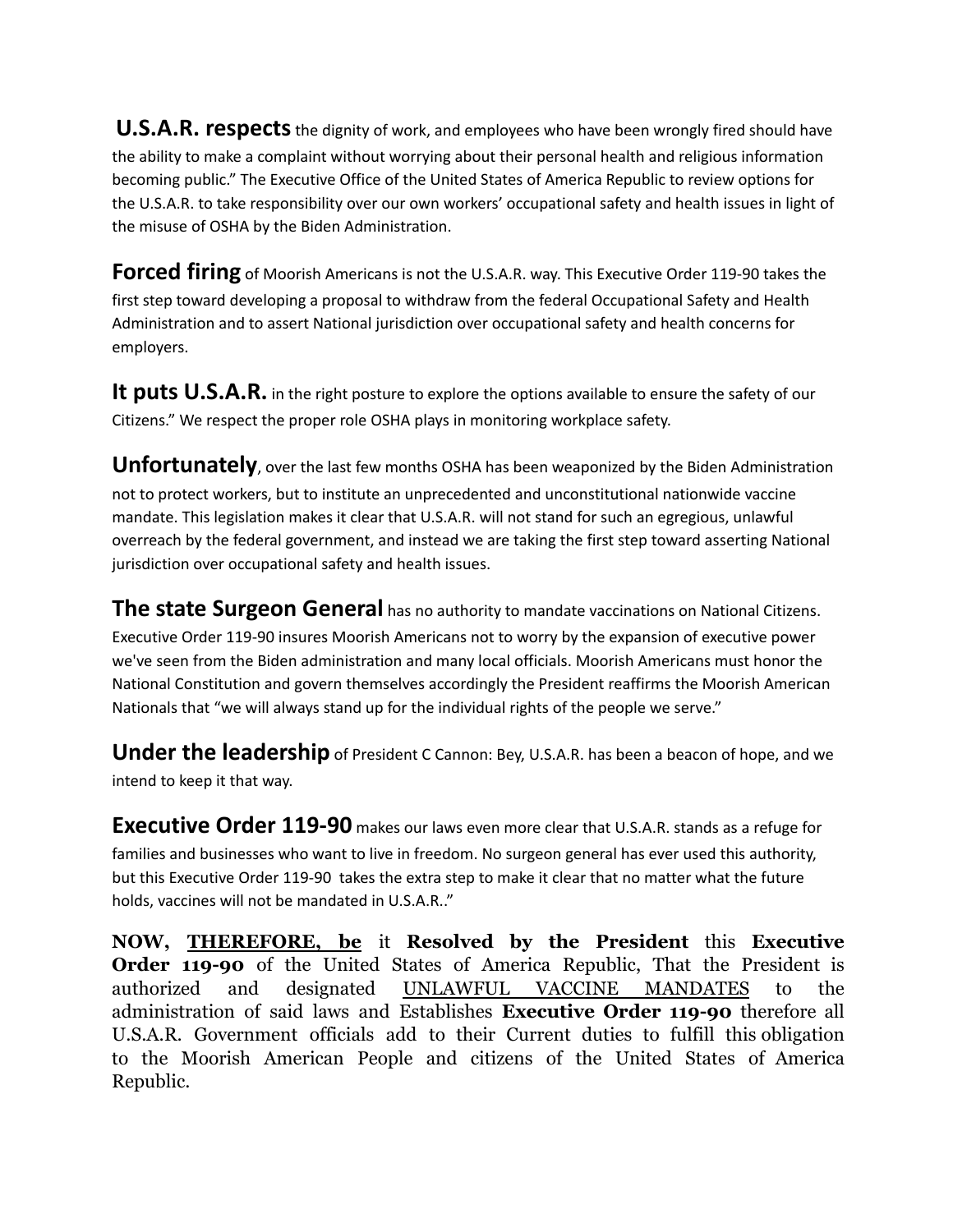**U.S.A.R. respects** the dignity of work, and employees who have been wrongly fired should have the ability to make a complaint without worrying about their personal health and religious information becoming public." The Executive Office of the United States of America Republic to review options for the U.S.A.R. to take responsibility over our own workers' occupational safety and health issues in light of the misuse of OSHA by the Biden Administration.

**Forced firing** of Moorish Americans is not the U.S.A.R. way. This Executive Order 119-90 takes the first step toward developing a proposal to withdraw from the federal Occupational Safety and Health Administration and to assert National jurisdiction over occupational safety and health concerns for employers.

**It puts U.S.A.R.** in the right posture to explore the options available to ensure the safety of our Citizens." We respect the proper role OSHA plays in monitoring workplace safety.

**Unfortunately**, over the last few months OSHA has been weaponized by the Biden Administration not to protect workers, but to institute an unprecedented and unconstitutional nationwide vaccine mandate. This legislation makes it clear that U.S.A.R. will not stand for such an egregious, unlawful overreach by the federal government, and instead we are taking the first step toward asserting National jurisdiction over occupational safety and health issues.

**The state Surgeon General** has no authority to mandate vaccinations on National Citizens. Executive Order 119-90 insures Moorish Americans not to worry by the expansion of executive power we've seen from the Biden administration and many local officials. Moorish Americans must honor the National Constitution and govern themselves accordingly the President reaffirms the Moorish American Nationals that "we will always stand up for the individual rights of the people we serve."

**Under the leadership** of President C Cannon: Bey, U.S.A.R. has been a beacon of hope, and we intend to keep it that way.

**Executive Order 119-90** makes our laws even more clear that U.S.A.R. stands as a refuge for families and businesses who want to live in freedom. No surgeon general has ever used this authority, but this Executive Order 119-90 takes the extra step to make it clear that no matter what the future holds, vaccines will not be mandated in U.S.A.R.."

**NOW, THEREFORE, be** it **Resolved by the President** this **Executive Order 119-90** of the United States of America Republic, That the President is authorized and designated UNLAWFUL VACCINE MANDATES to the administration of said laws and Establishes **Executive Order 119-90** therefore all U.S.A.R. Government officials add to their Current duties to fulfill this obligation to the Moorish American People and citizens of the United States of America Republic.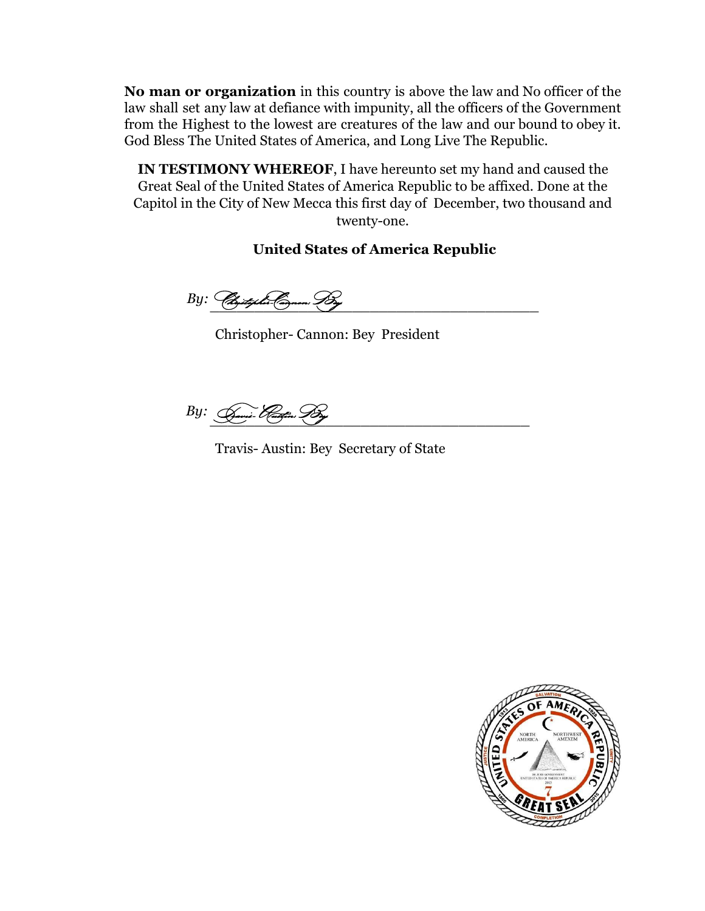**No man or organization** in this country is above the law and No officer of the law shall set any law at defiance with impunity, all the officers of the Government from the Highest to the lowest are creatures of the law and our bound to obey it. God Bless The United States of America, and Long Live The Republic.

**IN TESTIMONY WHEREOF**, I have hereunto set my hand and caused the Great Seal of the United States of America Republic to be affixed. Done at the Capitol in the City of New Mecca this first day of December, two thousand and twenty-one.

**United States of America Republic**

*By:* ________________________________

Christopher- Cannon: Bey President

*By:* ________________________________

Travis- Austin: Bey Secretary of State